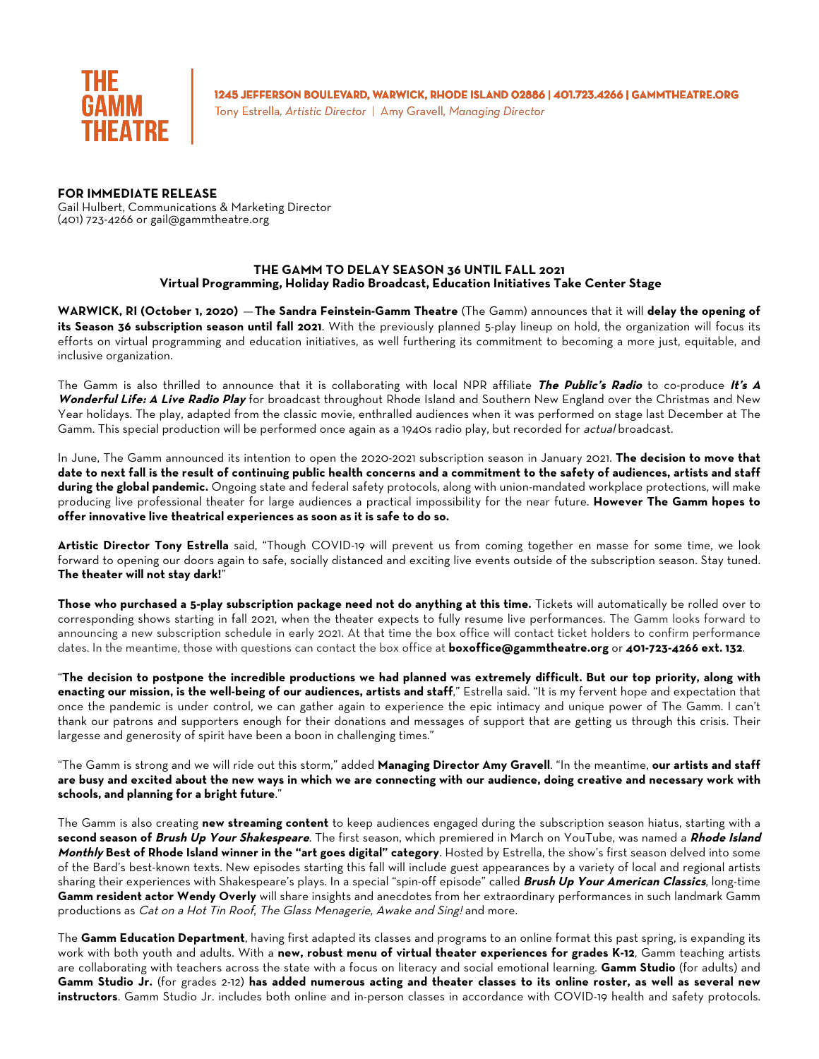THE GAMM THEATRE

**1245 JEFFERSON BOULEVARD, WARWICK, RHODE ISLAND 02886 | 401.723.4266 | GAMMTHEATRE.ORG**
Tony Estrella, *Artistic Director* | Amy Gravell, *Managing Director*

**FOR IMMEDIATE RELEASE**
Gail Hulbert, Communications & Marketing Director
(401) 723-4266 or gail@gammtheatre.org

## THE GAMM TO DELAY SEASON 36 UNTIL FALL 2021
### Virtual Programming, Holiday Radio Broadcast, Education Initiatives Take Center Stage

**WARWICK, RI (October 1, 2020)** —**The Sandra Feinstein-Gamm Theatre** (The Gamm) announces that it will **delay the opening of its Season 36 subscription season until fall 2021**. With the previously planned 5-play lineup on hold, the organization will focus its efforts on virtual programming and education initiatives, as well furthering its commitment to becoming a more just, equitable, and inclusive organization.

The Gamm is also thrilled to announce that it is collaborating with local NPR affiliate ***The Public's Radio*** to co-produce ***It's A Wonderful Life: A Live Radio Play*** for broadcast throughout Rhode Island and Southern New England over the Christmas and New Year holidays. The play, adapted from the classic movie, enthralled audiences when it was performed on stage last December at The Gamm. This special production will be performed once again as a 1940s radio play, but recorded for *actual* broadcast.

In June, The Gamm announced its intention to open the 2020-2021 subscription season in January 2021. **The decision to move that date to next fall is the result of continuing public health concerns and a commitment to the safety of audiences, artists and staff during the global pandemic.** Ongoing state and federal safety protocols, along with union-mandated workplace protections, will make producing live professional theater for large audiences a practical impossibility for the near future. **However The Gamm hopes to offer innovative live theatrical experiences as soon as it is safe to do so.**

**Artistic Director Tony Estrella** said, "Though COVID-19 will prevent us from coming together en masse for some time, we look forward to opening our doors again to safe, socially distanced and exciting live events outside of the subscription season. Stay tuned. **The theater will not stay dark!**"

**Those who purchased a 5-play subscription package need not do anything at this time.** Tickets will automatically be rolled over to corresponding shows starting in fall 2021, when the theater expects to fully resume live performances. The Gamm looks forward to announcing a new subscription schedule in early 2021. At that time the box office will contact ticket holders to confirm performance dates. In the meantime, those with questions can contact the box office at **boxoffice@gammtheatre.org** or **401-723-4266 ext. 132**.

"**The decision to postpone the incredible productions we had planned was extremely difficult. But our top priority, along with enacting our mission, is the well-being of our audiences, artists and staff**," Estrella said. "It is my fervent hope and expectation that once the pandemic is under control, we can gather again to experience the epic intimacy and unique power of The Gamm. I can't thank our patrons and supporters enough for their donations and messages of support that are getting us through this crisis. Their largesse and generosity of spirit have been a boon in challenging times."

"The Gamm is strong and we will ride out this storm," added **Managing Director Amy Gravell**. "In the meantime, **our artists and staff are busy and excited about the new ways in which we are connecting with our audience, doing creative and necessary work with schools, and planning for a bright future**."

The Gamm is also creating **new streaming content** to keep audiences engaged during the subscription season hiatus, starting with a **second season of *Brush Up Your Shakespeare***. The first season, which premiered in March on YouTube, was named a ***Rhode Island Monthly* Best of Rhode Island winner in the "art goes digital" category**. Hosted by Estrella, the show's first season delved into some of the Bard's best-known texts. New episodes starting this fall will include guest appearances by a variety of local and regional artists sharing their experiences with Shakespeare's plays. In a special "spin-off episode" called ***Brush Up Your American Classics***, long-time **Gamm resident actor Wendy Overly** will share insights and anecdotes from her extraordinary performances in such landmark Gamm productions as *Cat on a Hot Tin Roof*, *The Glass Menagerie*, *Awake and Sing!* and more.

The **Gamm Education Department**, having first adapted its classes and programs to an online format this past spring, is expanding its work with both youth and adults. With a **new, robust menu of virtual theater experiences for grades K-12**, Gamm teaching artists are collaborating with teachers across the state with a focus on literacy and social emotional learning. **Gamm Studio** (for adults) and **Gamm Studio Jr.** (for grades 2-12) **has added numerous acting and theater classes to its online roster, as well as several new instructors**. Gamm Studio Jr. includes both online and in-person classes in accordance with COVID-19 health and safety protocols.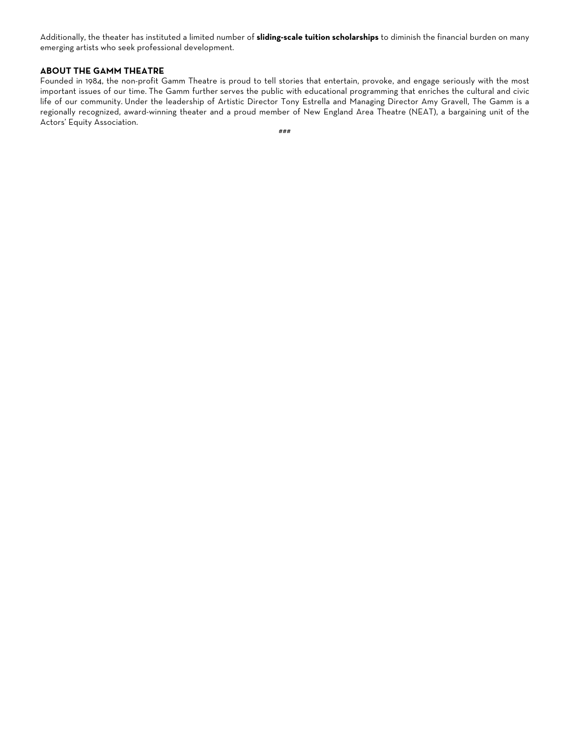Additionally, the theater has instituted a limited number of **sliding-scale tuition scholarships** to diminish the financial burden on many emerging artists who seek professional development.

**ABOUT THE GAMM THEATRE**

Founded in 1984, the non-profit Gamm Theatre is proud to tell stories that entertain, provoke, and engage seriously with the most important issues of our time. The Gamm further serves the public with educational programming that enriches the cultural and civic life of our community. Under the leadership of Artistic Director Tony Estrella and Managing Director Amy Gravell, The Gamm is a regionally recognized, award-winning theater and a proud member of New England Area Theatre (NEAT), a bargaining unit of the Actors' Equity Association.

###